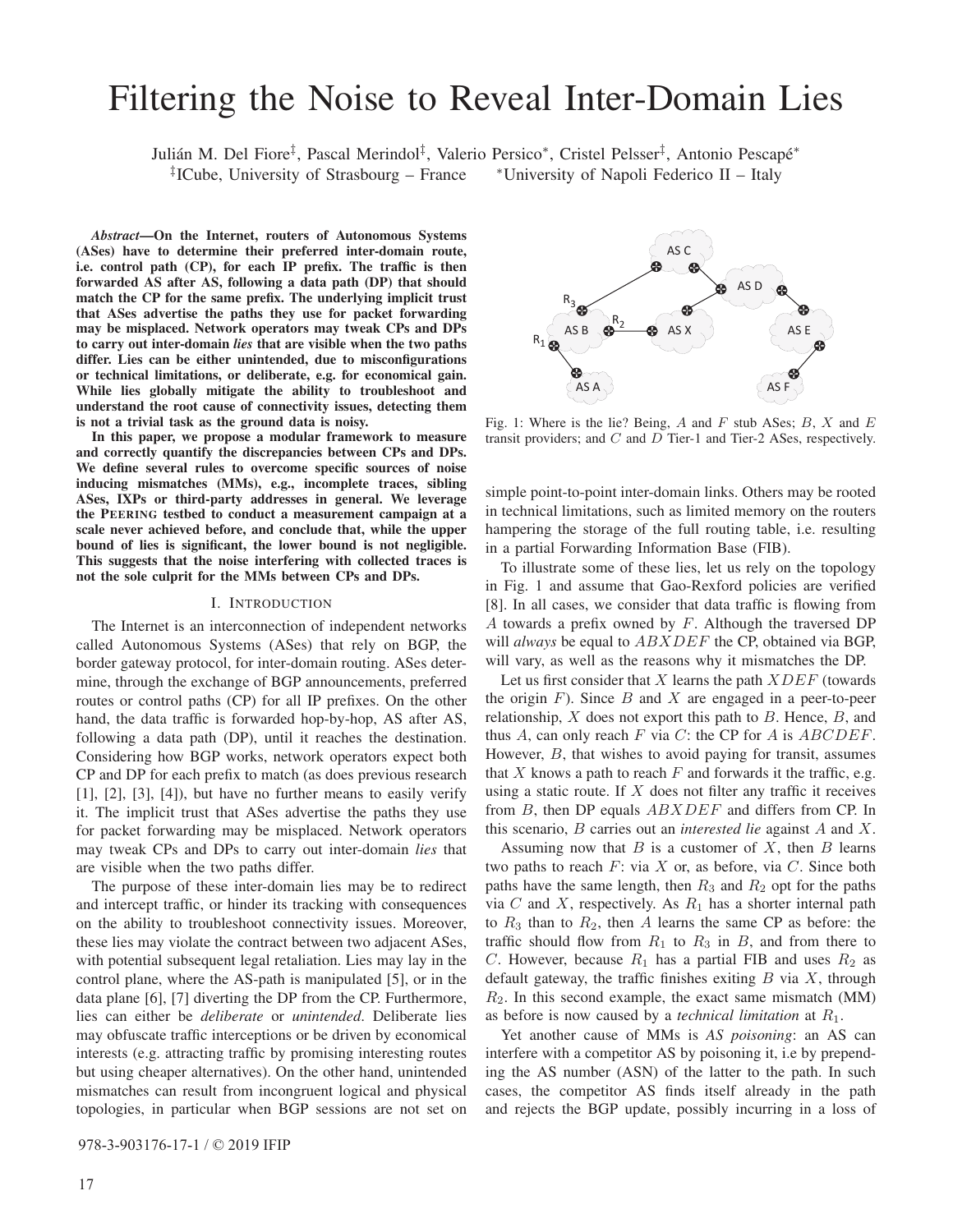# Filtering the Noise to Reveal Inter-Domain Lies

Julián M. Del Fiore[‡], Pascal Merindol[‡], Valerio Persico[*], Cristel Pelsser[‡], Antonio Pescapé[*]
[‡]ICube, University of Strasbourg – France [*]University of Napoli Federico II – Italy

***Abstract*—On the Internet, routers of Autonomous Systems (ASes) have to determine their preferred inter-domain route, i.e. control path (CP), for each IP prefix. The traffic is then forwarded AS after AS, following a data path (DP) that should match the CP for the same prefix. The underlying implicit trust that ASes advertise the paths they use for packet forwarding may be misplaced. Network operators may tweak CPs and DPs to carry out inter-domain *lies* that are visible when the two paths differ. Lies can be either unintended, due to misconfigurations or technical limitations, or deliberate, e.g. for economical gain. While lies globally mitigate the ability to troubleshoot and understand the root cause of connectivity issues, detecting them is not a trivial task as the ground data is noisy.**

**In this paper, we propose a modular framework to measure and correctly quantify the discrepancies between CPs and DPs. We define several rules to overcome specific sources of noise inducing mismatches (MMs), e.g., incomplete traces, sibling ASes, IXPs or third-party addresses in general. We leverage the PEERING testbed to conduct a measurement campaign at a scale never achieved before, and conclude that, while the upper bound of lies is significant, the lower bound is not negligible. This suggests that the noise interfering with collected traces is not the sole culprit for the MMs between CPs and DPs.**

## I. Introduction

The Internet is an interconnection of independent networks called Autonomous Systems (ASes) that rely on BGP, the border gateway protocol, for inter-domain routing. ASes determine, through the exchange of BGP announcements, preferred routes or control paths (CP) for all IP prefixes. On the other hand, the data traffic is forwarded hop-by-hop, AS after AS, following a data path (DP), until it reaches the destination. Considering how BGP works, network operators expect both CP and DP for each prefix to match (as does previous research [1], [2], [3], [4]), but have no further means to easily verify it. The implicit trust that ASes advertise the paths they use for packet forwarding may be misplaced. Network operators may tweak CPs and DPs to carry out inter-domain *lies* that are visible when the two paths differ.

The purpose of these inter-domain lies may be to redirect and intercept traffic, or hinder its tracking with consequences on the ability to troubleshoot connectivity issues. Moreover, these lies may violate the contract between two adjacent ASes, with potential subsequent legal retaliation. Lies may lay in the control plane, where the AS-path is manipulated [5], or in the data plane [6], [7] diverting the DP from the CP. Furthermore, lies can either be *deliberate* or *unintended*. Deliberate lies may obfuscate traffic interceptions or be driven by economical interests (e.g. attracting traffic by promising interesting routes but using cheaper alternatives). On the other hand, unintended mismatches can result from incongruent logical and physical topologies, in particular when BGP sessions are not set on simple point-to-point inter-domain links. Others may be rooted in technical limitations, such as limited memory on the routers hampering the storage of the full routing table, i.e. resulting in a partial Forwarding Information Base (FIB).

Fig. 1: Where is the lie? Being, $A$ and $F$ stub ASes; $B$, $X$ and $E$ transit providers; and $C$ and $D$ Tier-1 and Tier-2 ASes, respectively.

To illustrate some of these lies, let us rely on the topology in Fig. 1 and assume that Gao-Rexford policies are verified [8]. In all cases, we consider that data traffic is flowing from $A$ towards a prefix owned by $F$. Although the traversed DP will *always* be equal to $ABXDEF$ the CP, obtained via BGP, will vary, as well as the reasons why it mismatches the DP.

Let us first consider that $X$ learns the path $XDEF$ (towards the origin $F$). Since $B$ and $X$ are engaged in a peer-to-peer relationship, $X$ does not export this path to $B$. Hence, $B$, and thus $A$, can only reach $F$ via $C$: the CP for $A$ is $ABCDEF$. However, $B$, that wishes to avoid paying for transit, assumes that $X$ knows a path to reach $F$ and forwards it the traffic, e.g. using a static route. If $X$ does not filter any traffic it receives from $B$, then DP equals $ABXDEF$ and differs from CP. In this scenario, $B$ carries out an *interested lie* against $A$ and $X$.

Assuming now that $B$ is a customer of $X$, then $B$ learns two paths to reach $F$: via $X$ or, as before, via $C$. Since both paths have the same length, then $R_3$ and $R_2$ opt for the paths via $C$ and $X$, respectively. As $R_1$ has a shorter internal path to $R_3$ than to $R_2$, then $A$ learns the same CP as before: the traffic should flow from $R_1$ to $R_3$ in $B$, and from there to $C$. However, because $R_1$ has a partial FIB and uses $R_2$ as default gateway, the traffic finishes exiting $B$ via $X$, through $R_2$. In this second example, the exact same mismatch (MM) as before is now caused by a *technical limitation* at $R_1$.

Yet another cause of MMs is *AS poisoning*: an AS can interfere with a competitor AS by poisoning it, i.e by prepending the AS number (ASN) of the latter to the path. In such cases, the competitor AS finds itself already in the path and rejects the BGP update, possibly incurring in a loss of

978-3-903176-17-1 / © 2019 IFIP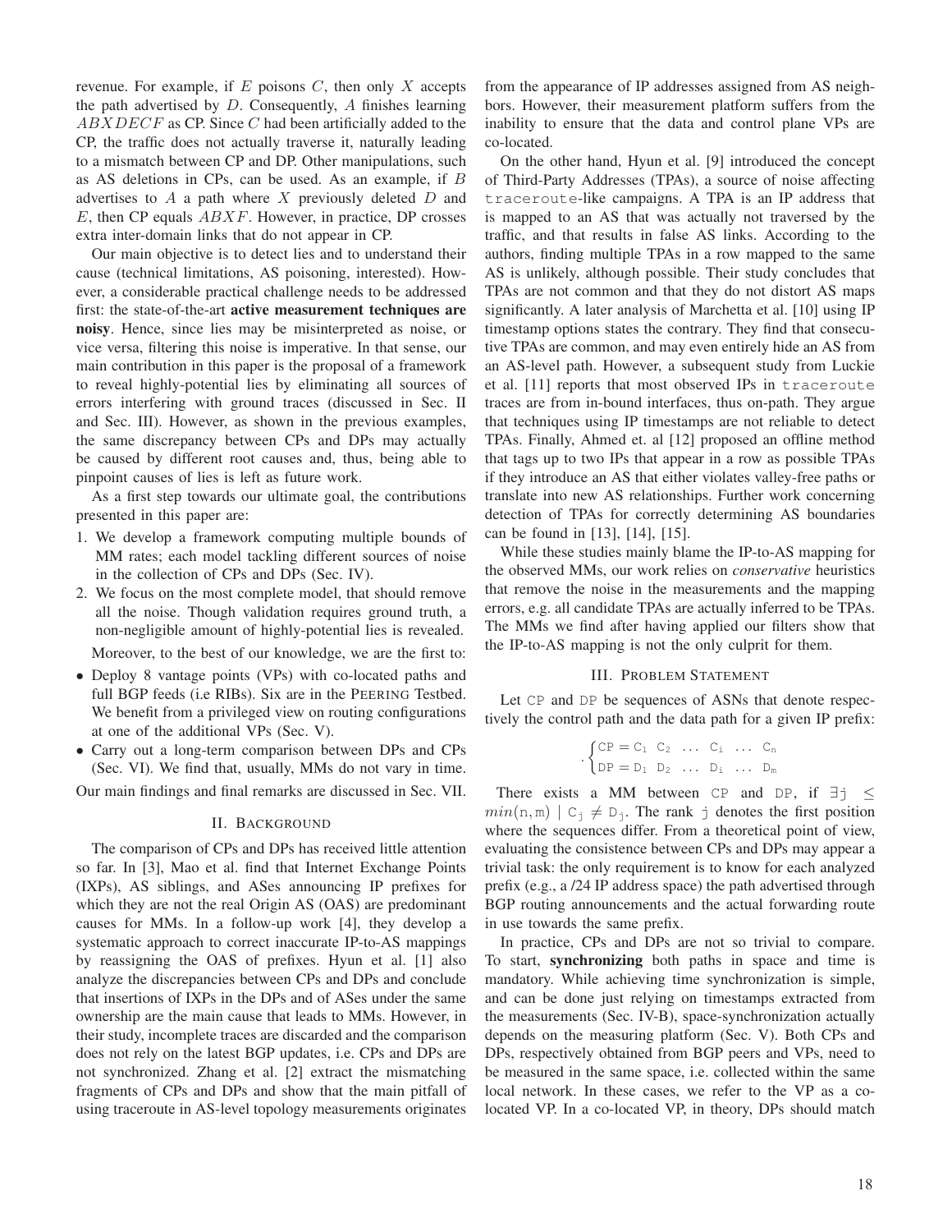revenue. For example, if $E$ poisons $C$, then only $X$ accepts the path advertised by $D$. Consequently, $A$ finishes learning $ABXDECF$ as CP. Since $C$ had been artificially added to the CP, the traffic does not actually traverse it, naturally leading to a mismatch between CP and DP. Other manipulations, such as AS deletions in CPs, can be used. As an example, if $B$ advertises to $A$ a path where $X$ previously deleted $D$ and $E$, then CP equals $ABXF$. However, in practice, DP crosses extra inter-domain links that do not appear in CP.

Our main objective is to detect lies and to understand their cause (technical limitations, AS poisoning, interested). However, a considerable practical challenge needs to be addressed first: the state-of-the-art **active measurement techniques are noisy**. Hence, since lies may be misinterpreted as noise, or vice versa, filtering this noise is imperative. In that sense, our main contribution in this paper is the proposal of a framework to reveal highly-potential lies by eliminating all sources of errors interfering with ground traces (discussed in Sec. II and Sec. III). However, as shown in the previous examples, the same discrepancy between CPs and DPs may actually be caused by different root causes and, thus, being able to pinpoint causes of lies is left as future work.

As a first step towards our ultimate goal, the contributions presented in this paper are:

1. We develop a framework computing multiple bounds of MM rates; each model tackling different sources of noise in the collection of CPs and DPs (Sec. IV).
2. We focus on the most complete model, that should remove all the noise. Though validation requires ground truth, a non-negligible amount of highly-potential lies is revealed.

Moreover, to the best of our knowledge, we are the first to:

- Deploy 8 vantage points (VPs) with co-located paths and full BGP feeds (i.e RIBs). Six are in the PEERING Testbed. We benefit from a privileged view on routing configurations at one of the additional VPs (Sec. V).
- Carry out a long-term comparison between DPs and CPs (Sec. VI). We find that, usually, MMs do not vary in time.

Our main findings and final remarks are discussed in Sec. VII.

## II. Background

The comparison of CPs and DPs has received little attention so far. In [3], Mao et al. find that Internet Exchange Points (IXPs), AS siblings, and ASes announcing IP prefixes for which they are not the real Origin AS (OAS) are predominant causes for MMs. In a follow-up work [4], they develop a systematic approach to correct inaccurate IP-to-AS mappings by reassigning the OAS of prefixes. Hyun et al. [1] also analyze the discrepancies between CPs and DPs and conclude that insertions of IXPs in the DPs and of ASes under the same ownership are the main cause that leads to MMs. However, in their study, incomplete traces are discarded and the comparison does not rely on the latest BGP updates, i.e. CPs and DPs are not synchronized. Zhang et al. [2] extract the mismatching fragments of CPs and DPs and show that the main pitfall of using traceroute in AS-level topology measurements originates from the appearance of IP addresses assigned from AS neighbors. However, their measurement platform suffers from the inability to ensure that the data and control plane VPs are co-located.

On the other hand, Hyun et al. [9] introduced the concept of Third-Party Addresses (TPAs), a source of noise affecting `traceroute`-like campaigns. A TPA is an IP address that is mapped to an AS that was actually not traversed by the traffic, and that results in false AS links. According to the authors, finding multiple TPAs in a row mapped to the same AS is unlikely, although possible. Their study concludes that TPAs are not common and that they do not distort AS maps significantly. A later analysis of Marchetta et al. [10] using IP timestamp options states the contrary. They find that consecutive TPAs are common, and may even entirely hide an AS from an AS-level path. However, a subsequent study from Luckie et al. [11] reports that most observed IPs in `traceroute` traces are from in-bound interfaces, thus on-path. They argue that techniques using IP timestamps are not reliable to detect TPAs. Finally, Ahmed et. al [12] proposed an offline method that tags up to two IPs that appear in a row as possible TPAs if they introduce an AS that either violates valley-free paths or translate into new AS relationships. Further work concerning detection of TPAs for correctly determining AS boundaries can be found in [13], [14], [15].

While these studies mainly blame the IP-to-AS mapping for the observed MMs, our work relies on *conservative* heuristics that remove the noise in the measurements and the mapping errors, e.g. all candidate TPAs are actually inferred to be TPAs. The MMs we find after having applied our filters show that the IP-to-AS mapping is not the only culprit for them.

## III. Problem Statement

Let CP and DP be sequences of ASNs that denote respectively the control path and the data path for a given IP prefix:

$$\begin{cases} \mathtt{CP} = \mathtt{C}_1\ \mathtt{C}_2\ \ldots\ \mathtt{C}_i\ \ldots\ \mathtt{C}_n \\ \mathtt{DP} = \mathtt{D}_1\ \mathtt{D}_2\ \ldots\ \mathtt{D}_i\ \ldots\ \mathtt{D}_m \end{cases}.$$

There exists a MM between CP and DP, if $\exists \mathtt{j} \leq min(\mathtt{n}, \mathtt{m}) \mid \mathtt{C}_\mathtt{j} \neq \mathtt{D}_\mathtt{j}$. The rank j denotes the first position where the sequences differ. From a theoretical point of view, evaluating the consistence between CPs and DPs may appear a trivial task: the only requirement is to know for each analyzed prefix (e.g., a /24 IP address space) the path advertised through BGP routing announcements and the actual forwarding route in use towards the same prefix.

In practice, CPs and DPs are not so trivial to compare. To start, **synchronizing** both paths in space and time is mandatory. While achieving time synchronization is simple, and can be done just relying on timestamps extracted from the measurements (Sec. IV-B), space-synchronization actually depends on the measuring platform (Sec. V). Both CPs and DPs, respectively obtained from BGP peers and VPs, need to be measured in the same space, i.e. collected within the same local network. In these cases, we refer to the VP as a co-located VP. In a co-located VP, in theory, DPs should match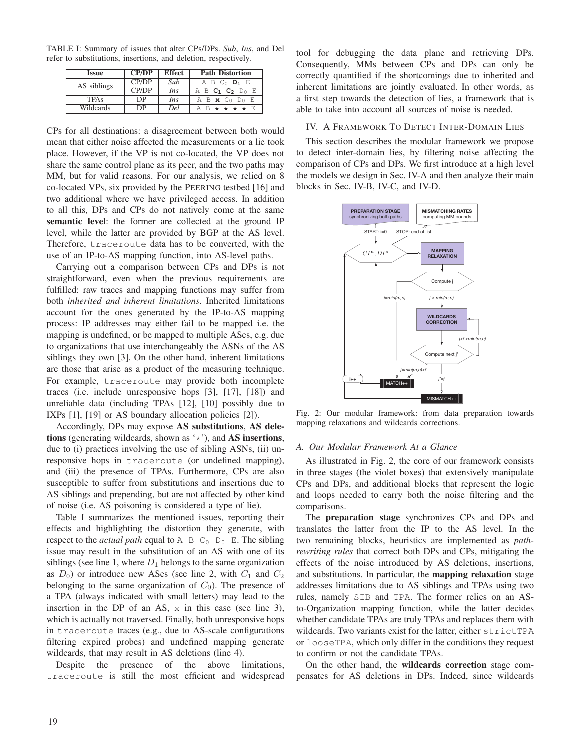TABLE I: Summary of issues that alter CPs/DPs. *Sub*, *Ins*, and Del refer to substitutions, insertions, and deletion, respectively.

| Issue | CP/DP | Effect | Path Distortion |
|---|---|---|---|
| AS siblings | CP/DP | *Sub* | A B $C_0$ $\mathbf{D_1}$ E |
| | CP/DP | *Ins* | A B $\mathbf{C_1}$ $\mathbf{C_2}$ $D_0$ E |
| TPAs | DP | *Ins* | A B **x** $C_0$ $D_0$ E |
| Wildcards | DP | *Del* | A B ⋆ ⋆ ⋆ ⋆ E |

CPs for all destinations: a disagreement between both would mean that either noise affected the measurements or a lie took place. However, if the VP is not co-located, the VP does not share the same control plane as its peer, and the two paths may MM, but for valid reasons. For our analysis, we relied on 8 co-located VPs, six provided by the PEERING testbed [16] and two additional where we have privileged access. In addition to all this, DPs and CPs do not natively come at the same **semantic level**: the former are collected at the ground IP level, while the latter are provided by BGP at the AS level. Therefore, `traceroute` data has to be converted, with the use of an IP-to-AS mapping function, into AS-level paths.

Carrying out a comparison between CPs and DPs is not straightforward, even when the previous requirements are fulfilled: raw traces and mapping functions may suffer from both *inherited and inherent limitations*. Inherited limitations account for the ones generated by the IP-to-AS mapping process: IP addresses may either fail to be mapped i.e. the mapping is undefined, or be mapped to multiple ASes, e.g. due to organizations that use interchangeably the ASNs of the AS siblings they own [3]. On the other hand, inherent limitations are those that arise as a product of the measuring technique. For example, `traceroute` may provide both incomplete traces (i.e. include unresponsive hops [3], [17], [18]) and unreliable data (including TPAs [12], [10] possibly due to IXPs [1], [19] or AS boundary allocation policies [2]).

Accordingly, DPs may expose **AS substitutions**, **AS deletions** (generating wildcards, shown as '⋆'), and **AS insertions**, due to (i) practices involving the use of sibling ASNs, (ii) unresponsive hops in `traceroute` (or undefined mapping), and (iii) the presence of TPAs. Furthermore, CPs are also susceptible to suffer from substitutions and insertions due to AS siblings and prepending, but are not affected by other kind of noise (i.e. AS poisoning is considered a type of lie).

Table I summarizes the mentioned issues, reporting their effects and highlighting the distortion they generate, with respect to the *actual path* equal to A B $C_0$ $D_0$ E. The sibling issue may result in the substitution of an AS with one of its siblings (see line 1, where $D_1$ belongs to the same organization as $D_0$) or introduce new ASes (see line 2, with $C_1$ and $C_2$ belonging to the same organization of $C_0$). The presence of a TPA (always indicated with small letters) may lead to the insertion in the DP of an AS, x in this case (see line 3), which is actually not traversed. Finally, both unresponsive hops in `traceroute` traces (e.g., due to AS-scale configurations filtering expired probes) and undefined mapping generate wildcards, that may result in AS deletions (line 4).

Despite the presence of the above limitations, `traceroute` is still the most efficient and widespread tool for debugging the data plane and retrieving DPs. Consequently, MMs between CPs and DPs can only be correctly quantified if the shortcomings due to inherited and inherent limitations are jointly evaluated. In other words, as a first step towards the detection of lies, a framework that is able to take into account all sources of noise is needed.

## IV. A Framework To Detect Inter-Domain Lies

This section describes the modular framework we propose to detect inter-domain lies, by filtering noise affecting the comparison of CPs and DPs. We first introduce at a high level the models we design in Sec. IV-A and then analyze their main blocks in Sec. IV-B, IV-C, and IV-D.

Fig. 2: Our modular framework: from data preparation towards mapping relaxations and wildcards corrections.

### A. Our Modular Framework At a Glance

As illustrated in Fig. 2, the core of our framework consists in three stages (the violet boxes) that extensively manipulate CPs and DPs, and additional blocks that represent the logic and loops needed to carry both the noise filtering and the comparisons.

The **preparation stage** synchronizes CPs and DPs and translates the latter from the IP to the AS level. In the two remaining blocks, heuristics are implemented as *path-rewriting rules* that correct both DPs and CPs, mitigating the effects of the noise introduced by AS deletions, insertions, and substitutions. In particular, the **mapping relaxation** stage addresses limitations due to AS siblings and TPAs using two rules, namely `SIB` and `TPA`. The former relies on an AS-to-Organization mapping function, while the latter decides whether candidate TPAs are truly TPAs and replaces them with wildcards. Two variants exist for the latter, either `strictTPA` or `looseTPA`, which only differ in the conditions they request to confirm or not the candidate TPAs.

On the other hand, the **wildcards correction** stage compensates for AS deletions in DPs. Indeed, since wildcards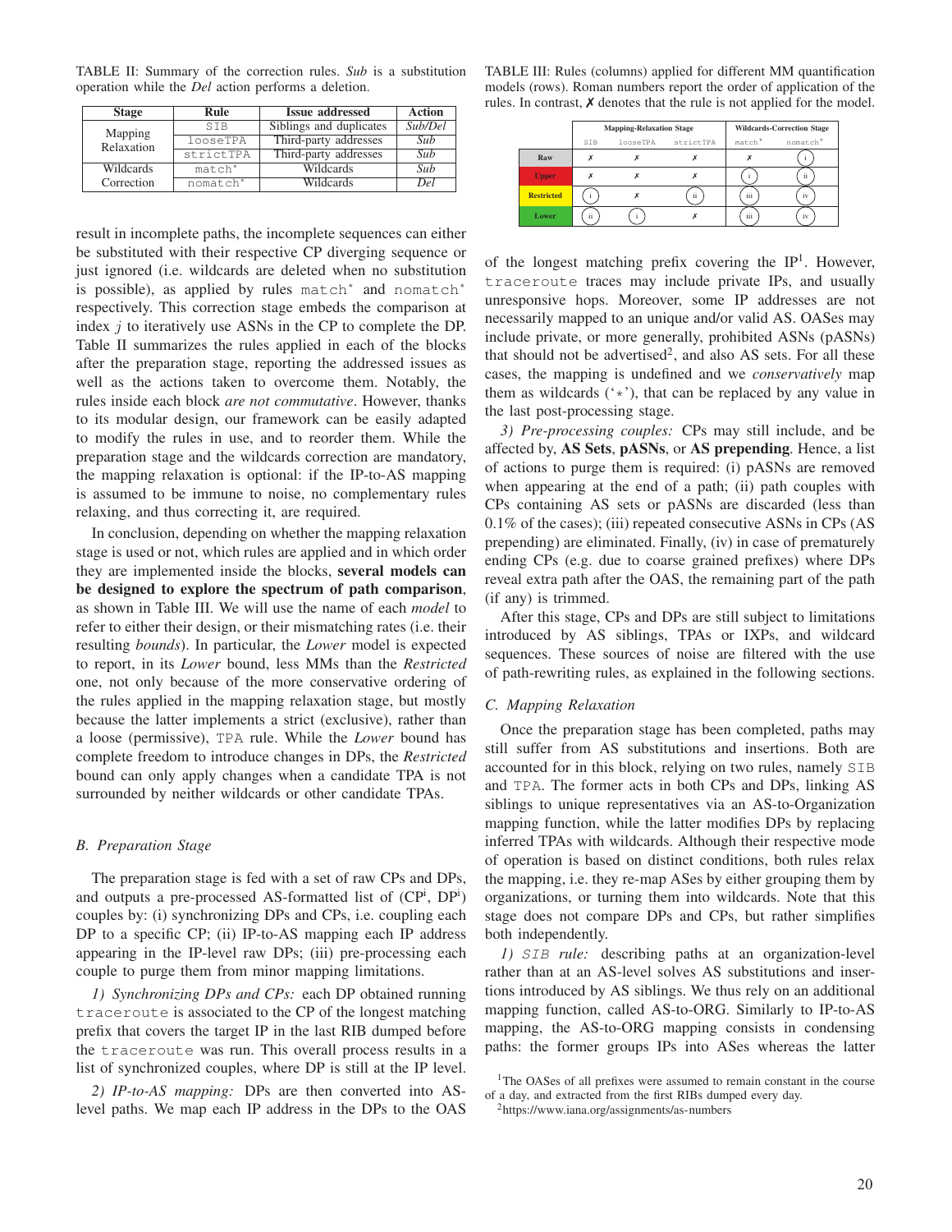TABLE II: Summary of the correction rules. *Sub* is a substitution operation while the *Del* action performs a deletion.

| Stage | Rule | Issue addressed | Action |
|---|---|---|---|
| Mapping Relaxation | SIB | Siblings and duplicates | *Sub/Del* |
| | looseTPA | Third-party addresses | *Sub* |
| | strictTPA | Third-party addresses | *Sub* |
| Wildcards Correction | match* | Wildcards | *Sub* |
| | nomatch* | Wildcards | *Del* |

TABLE III: Rules (columns) applied for different MM quantification models (rows). Roman numbers report the order of application of the rules. In contrast, ✗ denotes that the rule is not applied for the model.

| | Mapping-Relaxation Stage | | | Wildcards-Correction Stage | |
|---|---|---|---|---|---|
| | SIB | looseTPA | strictTPA | match* | nomatch* |
| Raw | ✗ | ✗ | ✗ | ✗ | i |
| Upper | ✗ | ✗ | ✗ | i | ii |
| Restricted | i | ✗ | ii | iii | iv |
| Lower | ii | i | ✗ | iii | iv |

result in incomplete paths, the incomplete sequences can either be substituted with their respective CP diverging sequence or just ignored (i.e. wildcards are deleted when no substitution is possible), as applied by rules `match*` and `nomatch*` respectively. This correction stage embeds the comparison at index $j$ to iteratively use ASNs in the CP to complete the DP. Table II summarizes the rules applied in each of the blocks after the preparation stage, reporting the addressed issues as well as the actions taken to overcome them. Notably, the rules inside each block *are not commutative*. However, thanks to its modular design, our framework can be easily adapted to modify the rules in use, and to reorder them. While the preparation stage and the wildcards correction are mandatory, the mapping relaxation is optional: if the IP-to-AS mapping is assumed to be immune to noise, no complementary rules relaxing, and thus correcting it, are required.

In conclusion, depending on whether the mapping relaxation stage is used or not, which rules are applied and in which order they are implemented inside the blocks, **several models can be designed to explore the spectrum of path comparison**, as shown in Table III. We will use the name of each *model* to refer to either their design, or their mismatching rates (i.e. their resulting *bounds*). In particular, the *Lower* model is expected to report, in its *Lower* bound, less MMs than the *Restricted* one, not only because of the more conservative ordering of the rules applied in the mapping relaxation stage, but mostly because the latter implements a strict (exclusive), rather than a loose (permissive), `TPA` rule. While the *Lower* bound has complete freedom to introduce changes in DPs, the *Restricted* bound can only apply changes when a candidate TPA is not surrounded by neither wildcards or other candidate TPAs.

## B. Preparation Stage

The preparation stage is fed with a set of raw CPs and DPs, and outputs a pre-processed AS-formatted list of ($CP^i$, $DP^i$) couples by: (i) synchronizing DPs and CPs, i.e. coupling each DP to a specific CP; (ii) IP-to-AS mapping each IP address appearing in the IP-level raw DPs; (iii) pre-processing each couple to purge them from minor mapping limitations.

*1) Synchronizing DPs and CPs:* each DP obtained running `traceroute` is associated to the CP of the longest matching prefix that covers the target IP in the last RIB dumped before the `traceroute` was run. This overall process results in a list of synchronized couples, where DP is still at the IP level.

*2) IP-to-AS mapping:* DPs are then converted into AS-level paths. We map each IP address in the DPs to the OAS of the longest matching prefix covering the IP[1]. However, `traceroute` traces may include private IPs, and usually unresponsive hops. Moreover, some IP addresses are not necessarily mapped to an unique and/or valid AS. OASes may include private, or more generally, prohibited ASNs (pASNs) that should not be advertised[2], and also AS sets. For all these cases, the mapping is undefined and we *conservatively* map them as wildcards ('*'), that can be replaced by any value in the last post-processing stage.

*3) Pre-processing couples:* CPs may still include, and be affected by, **AS Sets**, **pASNs**, or **AS prepending**. Hence, a list of actions to purge them is required: (i) pASNs are removed when appearing at the end of a path; (ii) path couples with CPs containing AS sets or pASNs are discarded (less than 0.1% of the cases); (iii) repeated consecutive ASNs in CPs (AS prepending) are eliminated. Finally, (iv) in case of prematurely ending CPs (e.g. due to coarse grained prefixes) where DPs reveal extra path after the OAS, the remaining part of the path (if any) is trimmed.

After this stage, CPs and DPs are still subject to limitations introduced by AS siblings, TPAs or IXPs, and wildcard sequences. These sources of noise are filtered with the use of path-rewriting rules, as explained in the following sections.

## C. Mapping Relaxation

Once the preparation stage has been completed, paths may still suffer from AS substitutions and insertions. Both are accounted for in this block, relying on two rules, namely `SIB` and `TPA`. The former acts in both CPs and DPs, linking AS siblings to unique representatives via an AS-to-Organization mapping function, while the latter modifies DPs by replacing inferred TPAs with wildcards. Although their respective mode of operation is based on distinct conditions, both rules relax the mapping, i.e. they re-map ASes by either grouping them by organizations, or turning them into wildcards. Note that this stage does not compare DPs and CPs, but rather simplifies both independently.

*1) `SIB` rule:* describing paths at an organization-level rather than at an AS-level solves AS substitutions and insertions introduced by AS siblings. We thus rely on an additional mapping function, called AS-to-ORG. Similarly to IP-to-AS mapping, the AS-to-ORG mapping consists in condensing paths: the former groups IPs into ASes whereas the latter

[1] The OASes of all prefixes were assumed to remain constant in the course of a day, and extracted from the first RIBs dumped every day.

[2] https://www.iana.org/assignments/as-numbers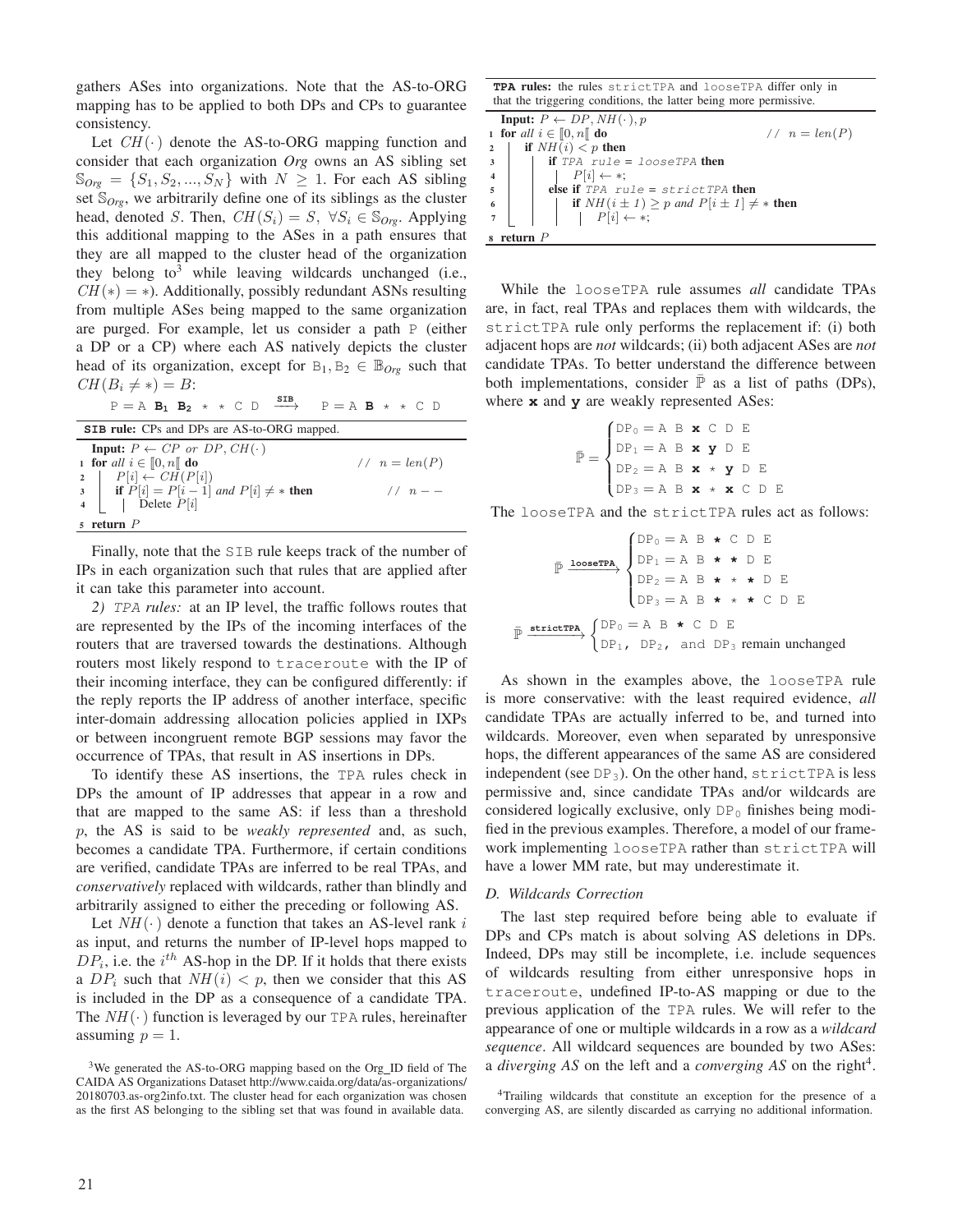gathers ASes into organizations. Note that the AS-to-ORG mapping has to be applied to both DPs and CPs to guarantee consistency.

Let $CH(\cdot)$ denote the AS-to-ORG mapping function and consider that each organization *Org* owns an AS sibling set $\mathbb{S}_{Org} = \{S_1, S_2, ..., S_N\}$ with $N \geq 1$. For each AS sibling set $\mathbb{S}_{Org}$, we arbitrarily define one of its siblings as the cluster head, denoted $S$. Then, $CH(S_i) = S,\ \forall S_i \in \mathbb{S}_{Org}$. Applying this additional mapping to the ASes in a path ensures that they are all mapped to the cluster head of the organization they belong to[3] while leaving wildcards unchanged (i.e., $CH(*) = *$). Additionally, possibly redundant ASNs resulting from multiple ASes being mapped to the same organization are purged. For example, let us consider a path P (either a DP or a CP) where each AS natively depicts the cluster head of its organization, except for $B_1, B_2 \in \mathbb{B}_{Org}$ such that $CH(B_i \neq *) = B$:

$$\texttt{P = A } \mathbf{B_1}\ \mathbf{B_2} \texttt{ * * C D} \xrightarrow{\texttt{SIB}} \texttt{P = A } \mathbf{B} \texttt{ * * C D}$$

**SIB rule:** CPs and DPs are AS-to-ORG mapped.

```
Input: P ← CP or DP, CH(·)
1 for all i ∈ ⟦0, n⟦ do                          // n = len(P)
2     P[i] ← CH(P[i])
3     if P[i] = P[i − 1] and P[i] ≠ * then      // n − −
4         Delete P[i]
5 return P
```

Finally, note that the SIB rule keeps track of the number of IPs in each organization such that rules that are applied after it can take this parameter into account.

*2) TPA rules:* at an IP level, the traffic follows routes that are represented by the IPs of the incoming interfaces of the routers that are traversed towards the destinations. Although routers most likely respond to traceroute with the IP of their incoming interface, they can be configured differently: if the reply reports the IP address of another interface, specific inter-domain addressing allocation policies applied in IXPs or between incongruent remote BGP sessions may favor the occurrence of TPAs, that result in AS insertions in DPs.

To identify these AS insertions, the TPA rules check in DPs the amount of IP addresses that appear in a row and that are mapped to the same AS: if less than a threshold $p$, the AS is said to be *weakly represented* and, as such, becomes a candidate TPA. Furthermore, if certain conditions are verified, candidate TPAs are inferred to be real TPAs, and *conservatively* replaced with wildcards, rather than blindly and arbitrarily assigned to either the preceding or following AS.

Let $NH(\cdot)$ denote a function that takes an AS-level rank $i$ as input, and returns the number of IP-level hops mapped to $DP_i$, i.e. the $i^{th}$ AS-hop in the DP. If it holds that there exists a $DP_i$ such that $NH(i) < p$, then we consider that this AS is included in the DP as a consequence of a candidate TPA. The $NH(\cdot)$ function is leveraged by our TPA rules, hereinafter assuming $p = 1$.

[3]We generated the AS-to-ORG mapping based on the Org_ID field of The CAIDA AS Organizations Dataset http://www.caida.org/data/as-organizations/20180703.as-org2info.txt. The cluster head for each organization was chosen as the first AS belonging to the sibling set that was found in available data.

**TPA rules:** the rules strictTPA and looseTPA differ only in that the triggering conditions, the latter being more permissive.

```
Input: P ← DP, NH(·), p
1 for all i ∈ ⟦0, n⟦ do                          // n = len(P)
2     if NH(i) < p then
3         if TPA rule = looseTPA then
4             P[i] ← *;
5         else if TPA rule = strictTPA then
6             if NH(i ± 1) ≥ p and P[i ± 1] ≠ * then
7                 P[i] ← *;
8 return P
```

While the looseTPA rule assumes *all* candidate TPAs are, in fact, real TPAs and replaces them with wildcards, the strictTPA rule only performs the replacement if: (i) both adjacent hops are *not* wildcards; (ii) both adjacent ASes are *not* candidate TPAs. To better understand the difference between both implementations, consider $\bar{\mathbb{P}}$ as a list of paths (DPs), where **x** and **y** are weakly represented ASes:

$$\bar{\mathbb{P}} = \begin{cases} \texttt{DP}_0 = \texttt{A B } \mathbf{x} \texttt{ C D E} \\ \texttt{DP}_1 = \texttt{A B } \mathbf{x}\ \mathbf{y} \texttt{ D E} \\ \texttt{DP}_2 = \texttt{A B } \mathbf{x} \texttt{ * } \mathbf{y} \texttt{ D E} \\ \texttt{DP}_3 = \texttt{A B } \mathbf{x} \texttt{ * } \mathbf{x} \texttt{ C D E} \end{cases}$$

The looseTPA and the strictTPA rules act as follows:

$$\bar{\mathbb{P}} \xrightarrow{\texttt{looseTPA}} \begin{cases} \texttt{DP}_0 = \texttt{A B } \bigstar \texttt{ C D E} \\ \texttt{DP}_1 = \texttt{A B } \bigstar\ \bigstar \texttt{ D E} \\ \texttt{DP}_2 = \texttt{A B } \bigstar \texttt{ * } \bigstar \texttt{ D E} \\ \texttt{DP}_3 = \texttt{A B } \bigstar \texttt{ * } \bigstar \texttt{ C D E} \end{cases}$$

$$\bar{\mathbb{P}} \xrightarrow{\texttt{strictTPA}} \begin{cases} \texttt{DP}_0 = \texttt{A B } \bigstar \texttt{ C D E} \\ \texttt{DP}_1\texttt{, DP}_2\texttt{, and DP}_3 \text{ remain unchanged} \end{cases}$$

As shown in the examples above, the looseTPA rule is more conservative: with the least required evidence, *all* candidate TPAs are actually inferred to be, and turned into wildcards. Moreover, even when separated by unresponsive hops, the different appearances of the same AS are considered independent (see $\texttt{DP}_3$). On the other hand, strictTPA is less permissive and, since candidate TPAs and/or wildcards are considered logically exclusive, only $\texttt{DP}_0$ finishes being modified in the previous examples. Therefore, a model of our framework implementing looseTPA rather than strictTPA will have a lower MM rate, but may underestimate it.

### D. Wildcards Correction

The last step required before being able to evaluate if DPs and CPs match is about solving AS deletions in DPs. Indeed, DPs may still be incomplete, i.e. include sequences of wildcards resulting from either unresponsive hops in traceroute, undefined IP-to-AS mapping or due to the previous application of the TPA rules. We will refer to the appearance of one or multiple wildcards in a row as a *wildcard sequence*. All wildcard sequences are bounded by two ASes: a *diverging AS* on the left and a *converging AS* on the right[4].

[4]Trailing wildcards that constitute an exception for the presence of a converging AS, are silently discarded as carrying no additional information.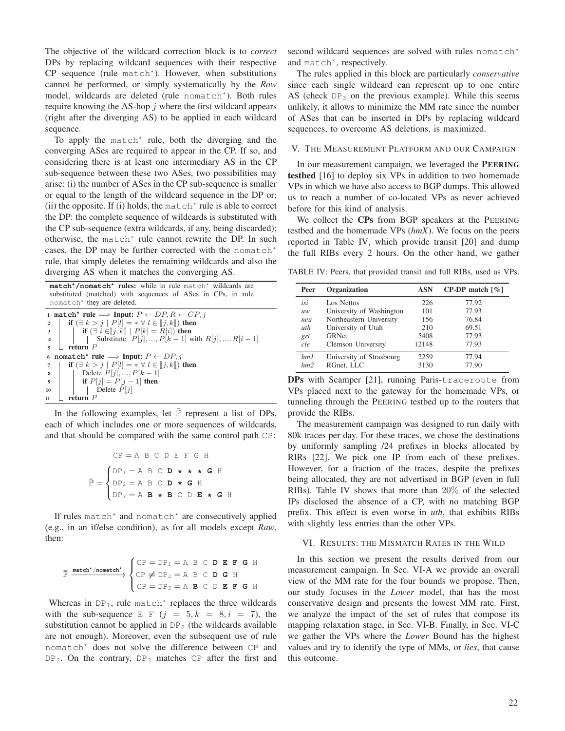The objective of the wildcard correction block is to *correct* DPs by replacing wildcard sequences with their respective CP sequence (rule match*). However, when substitutions cannot be performed, or simply systematically by the *Raw* model, wildcards are deleted (rule nomatch*). Both rules require knowing the AS-hop $j$ where the first wildcard appears (right after the diverging AS) to be applied in each wildcard sequence.

To apply the match* rule, both the diverging and the converging ASes are required to appear in the CP. If so, and considering there is at least one intermediary AS in the CP sub-sequence between these two ASes, two possibilities may arise: (i) the number of ASes in the CP sub-sequence is smaller or equal to the length of the wildcard sequence in the DP or; (ii) the opposite. If (i) holds, the match* rule is able to correct the DP: the complete sequence of wildcards is substituted with the CP sub-sequence (extra wildcards, if any, being discarded); otherwise, the match* rule cannot rewrite the DP. In such cases, the DP may be further corrected with the nomatch* rule, that simply deletes the remaining wildcards and also the diverging AS when it matches the converging AS.

**match*/nomatch* rules:** while in rule match* wildcards are substituted (matched) with sequences of ASes in CPs, in rule nomatch* they are deleted.

```
1  match* rule ⟹ Input: P ← DP, R ← CP, j
2    if (∃ k > j | P[l] = * ∀ l ∈ ⟦j, k⟦) then
3      if (∃ i ∈⟧j, k⟦ | P[k] = R[i]) then
4        Substitute P[j], ..., P[k − 1] with R[j], ..., R[i − 1]
5    return P
6  nomatch* rule ⟹ Input: P ← DP, j
7    if (∃ k > j | P[l] = * ∀ l ∈ ⟦j, k⟦) then
8      Delete P[j], ..., P[k − 1]
9      if P[j] = P[j − 1] then
10       Delete P[j]
11   return P
```

In the following examples, let $\bar{\mathbb{P}}$ represent a list of DPs, each of which includes one or more sequences of wildcards, and that should be compared with the same control path CP:

$$\mathrm{CP} = \mathrm{A\ B\ C\ D\ E\ F\ G\ H}$$

$$\bar{\mathbb{P}} = \begin{cases} \mathrm{DP}_1 = \mathrm{A\ B\ C}\ \mathbf{D} \star \star \star\ \mathbf{G}\ \mathrm{H} \\ \mathrm{DP}_2 = \mathrm{A\ B\ C}\ \mathbf{D} \star\ \mathbf{G}\ \mathrm{H} \\ \mathrm{DP}_3 = \mathrm{A}\ \mathbf{B} \star \mathbf{B}\ \mathrm{C\ D}\ \mathbf{E} \star \mathbf{G}\ \mathrm{H} \end{cases}$$

If rules match* and nomatch* are consecutively applied (e.g., in an if/else condition), as for all models except *Raw*, then:

$$\bar{\mathbb{P}} \xrightarrow{\mathbf{match^*/nomatch^*}} \begin{cases} \mathrm{CP} = \mathrm{DP}_1 = \mathrm{A\ B\ C}\ \mathbf{D\ E\ F\ G}\ \mathrm{H} \\ \mathrm{CP} \neq \mathrm{DP}_2 = \mathrm{A\ B\ C}\ \mathbf{D\ G}\ \mathrm{H} \\ \mathrm{CP} = \mathrm{DP}_3 = \mathrm{A}\ \mathbf{B}\ \mathrm{C\ D}\ \mathbf{E\ F\ G}\ \mathrm{H} \end{cases}$$

Whereas in $\mathrm{DP}_1$, rule match* replaces the three wildcards with the sub-sequence E F ($j = 5, k = 8, i = 7$), the substitution cannot be applied in $\mathrm{DP}_2$ (the wildcards available are not enough). Moreover, even the subsequent use of rule nomatch* does not solve the difference between CP and $\mathrm{DP}_2$. On the contrary, $\mathrm{DP}_3$ matches CP after the first and second wildcard sequences are solved with rules nomatch* and match*, respectively.

The rules applied in this block are particularly *conservative* since each single wildcard can represent up to one entire AS (check $\mathrm{DP}_3$ on the previous example). While this seems unlikely, it allows to minimize the MM rate since the number of ASes that can be inserted in DPs by replacing wildcard sequences, to overcome AS deletions, is maximized.

## V. The Measurement Platform and our Campaign

In our measurement campaign, we leveraged the **PEERING testbed** [16] to deploy six VPs in addition to two homemade VPs in which we have also access to BGP dumps. This allowed us to reach a number of co-located VPs as never achieved before for this kind of analysis.

We collect the **CPs** from BGP speakers at the PEERING testbed and the homemade VPs (*hmX*). We focus on the peers reported in Table IV, which provide transit [20] and dump the full RIBs every 2 hours. On the other hand, we gather

TABLE IV: Peers, that provided transit and full RIBs, used as VPs.

| Peer | Organization | ASN | CP-DP match [%] |
|---|---|---|---|
| *isi* | Los Nettos | 226 | 77.92 |
| *uw* | University of Washington | 101 | 77.93 |
| *neu* | Northeastern University | 156 | 76.84 |
| *uth* | University of Utah | 210 | 69.51 |
| *grt* | GRNet | 5408 | 77.93 |
| *cle* | Clemson University | 12148 | 77.93 |
| *hm1* | University of Strasbourg | 2259 | 77.94 |
| *hm2* | RGnet, LLC | 3130 | 77.90 |

**DPs** with Scamper [21], running Paris-traceroute from VPs placed next to the gateway for the homemade VPs, or tunneling through the PEERING testbed up to the routers that provide the RIBs.

The measurement campaign was designed to run daily with 80k traces per day. For these traces, we chose the destinations by uniformly sampling /24 prefixes in blocks allocated by RIRs [22]. We pick one IP from each of these prefixes. However, for a fraction of the traces, despite the prefixes being allocated, they are not advertised in BGP (even in full RIBs). Table IV shows that more than $20\%$ of the selected IPs disclosed the absence of a CP, with no matching BGP prefix. This effect is even worse in *uth*, that exhibits RIBs with slightly less entries than the other VPs.

## VI. Results: the Mismatch Rates in the Wild

In this section we present the results derived from our measurement campaign. In Sec. VI-A we provide an overall view of the MM rate for the four bounds we propose. Then, our study focuses in the *Lower* model, that has the most conservative design and presents the lowest MM rate. First, we analyze the impact of the set of rules that compose its mapping relaxation stage, in Sec. VI-B. Finally, in Sec. VI-C we gather the VPs where the *Lower* Bound has the highest values and try to identify the type of MMs, or *lies*, that cause this outcome.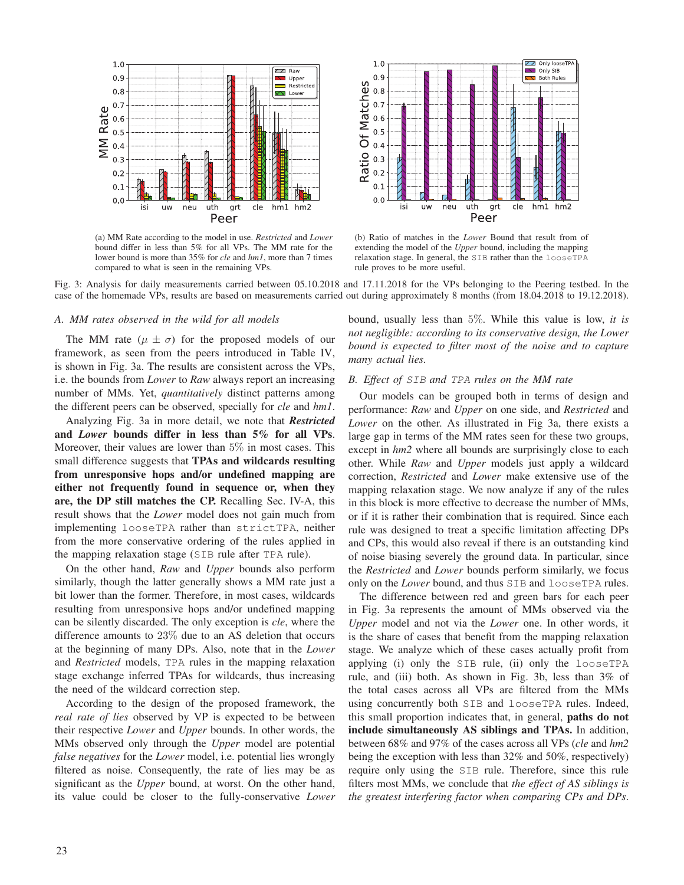MM Rate

1.0
0.9
0.8
0.7
0.6
0.5
0.4
0.3
0.2
0.1
0.0

isi uw neu uth grt cle hm1 hm2

Peer

Raw
Upper
Restricted
Lower

(a) MM Rate according to the model in use. *Restricted* and *Lower* bound differ in less than 5% for all VPs. The MM rate for the lower bound is more than 35% for *cle* and *hm1*, more than 7 times compared to what is seen in the remaining VPs.

Ratio Of Matches

1.0
0.9
0.8
0.7
0.6
0.5
0.4
0.3
0.2
0.1
0.0

isi uw neu uth grt cle hm1 hm2

Peer

Only looseTPA
Only SIB
Both Rules

(b) Ratio of matches in the *Lower* Bound that result from of extending the model of the *Upper* bound, including the mapping relaxation stage. In general, the `SIB` rather than the `looseTPA` rule proves to be more useful.

Fig. 3: Analysis for daily measurements carried between 05.10.2018 and 17.11.2018 for the VPs belonging to the Peering testbed. In the case of the homemade VPs, results are based on measurements carried out during approximately 8 months (from 18.04.2018 to 19.12.2018).

### *A. MM rates observed in the wild for all models*

The MM rate ($\mu \pm \sigma$) for the proposed models of our framework, as seen from the peers introduced in Table IV, is shown in Fig. 3a. The results are consistent across the VPs, i.e. the bounds from *Lower* to *Raw* always report an increasing number of MMs. Yet, *quantitatively* distinct patterns among the different peers can be observed, specially for *cle* and *hm1*.

Analyzing Fig. 3a in more detail, we note that ***Restricted* and *Lower* bounds differ in less than 5% for all VPs**. Moreover, their values are lower than 5% in most cases. This small difference suggests that **TPAs and wildcards resulting from unresponsive hops and/or undefined mapping are either not frequently found in sequence or, when they are, the DP still matches the CP.** Recalling Sec. IV-A, this result shows that the *Lower* model does not gain much from implementing `looseTPA` rather than `strictTPA`, neither from the more conservative ordering of the rules applied in the mapping relaxation stage (`SIB` rule after `TPA` rule).

On the other hand, *Raw* and *Upper* bounds also perform similarly, though the latter generally shows a MM rate just a bit lower than the former. Therefore, in most cases, wildcards resulting from unresponsive hops and/or undefined mapping can be silently discarded. The only exception is *cle*, where the difference amounts to 23% due to an AS deletion that occurs at the beginning of many DPs. Also, note that in the *Lower* and *Restricted* models, `TPA` rules in the mapping relaxation stage exchange inferred TPAs for wildcards, thus increasing the need of the wildcard correction step.

According to the design of the proposed framework, the *real rate of lies* observed by VP is expected to be between their respective *Lower* and *Upper* bounds. In other words, the MMs observed only through the *Upper* model are potential *false negatives* for the *Lower* model, i.e. potential lies wrongly filtered as noise. Consequently, the rate of lies may be as significant as the *Upper* bound, at worst. On the other hand, its value could be closer to the fully-conservative *Lower* bound, usually less than 5%. While this value is low, *it is not negligible: according to its conservative design, the Lower bound is expected to filter most of the noise and to capture many actual lies.*

### *B. Effect of `SIB` and `TPA` rules on the MM rate*

Our models can be grouped both in terms of design and performance: *Raw* and *Upper* on one side, and *Restricted* and *Lower* on the other. As illustrated in Fig 3a, there exists a large gap in terms of the MM rates seen for these two groups, except in *hm2* where all bounds are surprisingly close to each other. While *Raw* and *Upper* models just apply a wildcard correction, *Restricted* and *Lower* make extensive use of the mapping relaxation stage. We now analyze if any of the rules in this block is more effective to decrease the number of MMs, or if it is rather their combination that is required. Since each rule was designed to treat a specific limitation affecting DPs and CPs, this would also reveal if there is an outstanding kind of noise biasing severely the ground data. In particular, since the *Restricted* and *Lower* bounds perform similarly, we focus only on the *Lower* bound, and thus `SIB` and `looseTPA` rules.

The difference between red and green bars for each peer in Fig. 3a represents the amount of MMs observed via the *Upper* model and not via the *Lower* one. In other words, it is the share of cases that benefit from the mapping relaxation stage. We analyze which of these cases actually profit from applying (i) only the `SIB` rule, (ii) only the `looseTPA` rule, and (iii) both. As shown in Fig. 3b, less than 3% of the total cases across all VPs are filtered from the MMs using concurrently both `SIB` and `looseTPA` rules. Indeed, this small proportion indicates that, in general, **paths do not include simultaneously AS siblings and TPAs.** In addition, between 68% and 97% of the cases across all VPs (*cle* and *hm2* being the exception with less than 32% and 50%, respectively) require only using the `SIB` rule. Therefore, since this rule filters most MMs, we conclude that *the effect of AS siblings is the greatest interfering factor when comparing CPs and DPs*.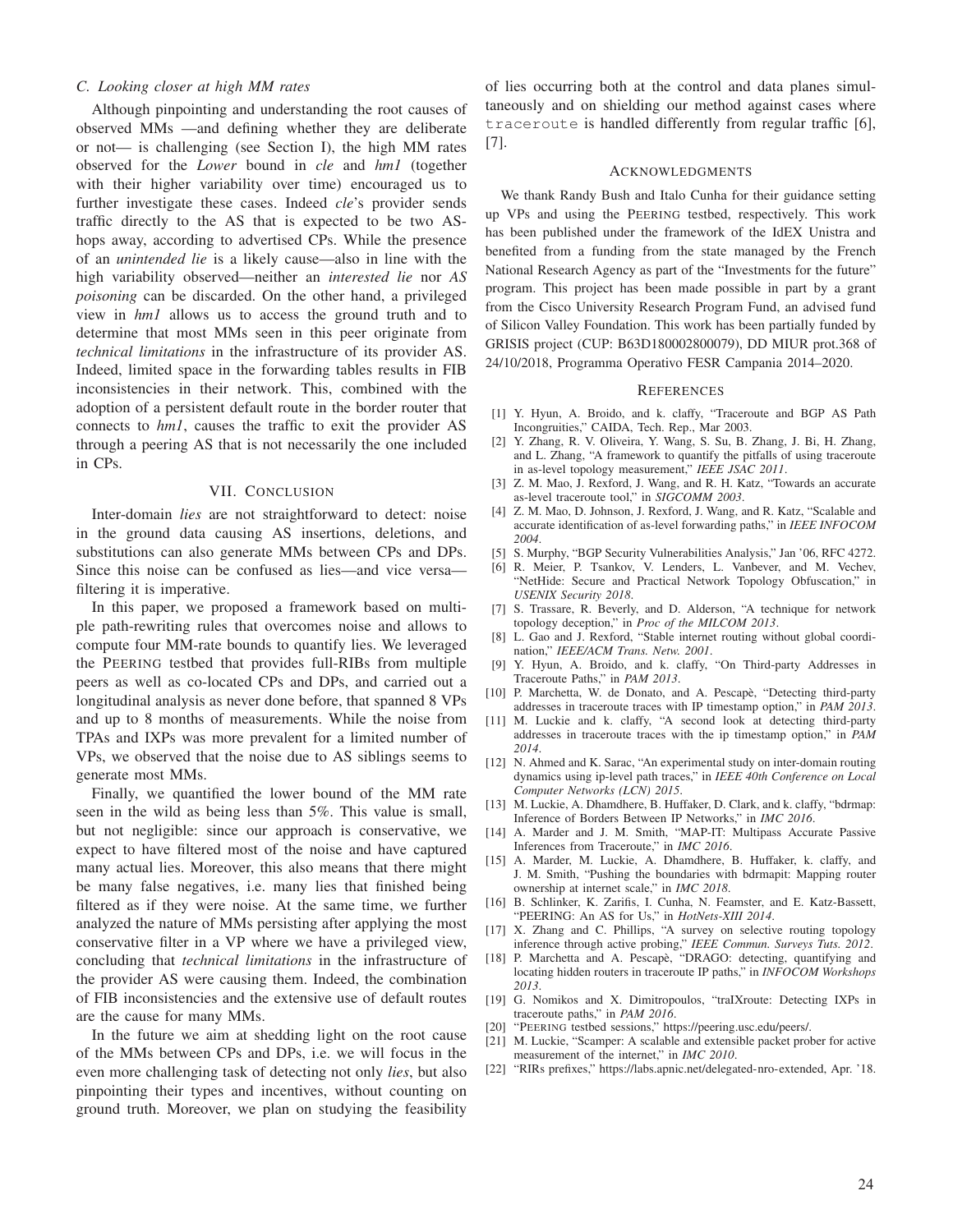### C. Looking closer at high MM rates

Although pinpointing and understanding the root causes of observed MMs —and defining whether they are deliberate or not— is challenging (see Section I), the high MM rates observed for the *Lower* bound in *cle* and *hm1* (together with their higher variability over time) encouraged us to further investigate these cases. Indeed *cle*'s provider sends traffic directly to the AS that is expected to be two AS-hops away, according to advertised CPs. While the presence of an *unintended lie* is a likely cause—also in line with the high variability observed—neither an *interested lie* nor *AS poisoning* can be discarded. On the other hand, a privileged view in *hm1* allows us to access the ground truth and to determine that most MMs seen in this peer originate from *technical limitations* in the infrastructure of its provider AS. Indeed, limited space in the forwarding tables results in FIB inconsistencies in their network. This, combined with the adoption of a persistent default route in the border router that connects to *hm1*, causes the traffic to exit the provider AS through a peering AS that is not necessarily the one included in CPs.

## VII. Conclusion

Inter-domain *lies* are not straightforward to detect: noise in the ground data causing AS insertions, deletions, and substitutions can also generate MMs between CPs and DPs. Since this noise can be confused as lies—and vice versa—filtering it is imperative.

In this paper, we proposed a framework based on multiple path-rewriting rules that overcomes noise and allows to compute four MM-rate bounds to quantify lies. We leveraged the PEERING testbed that provides full-RIBs from multiple peers as well as co-located CPs and DPs, and carried out a longitudinal analysis as never done before, that spanned 8 VPs and up to 8 months of measurements. While the noise from TPAs and IXPs was more prevalent for a limited number of VPs, we observed that the noise due to AS siblings seems to generate most MMs.

Finally, we quantified the lower bound of the MM rate seen in the wild as being less than 5%. This value is small, but not negligible: since our approach is conservative, we expect to have filtered most of the noise and have captured many actual lies. Moreover, this also means that there might be many false negatives, i.e. many lies that finished being filtered as if they were noise. At the same time, we further analyzed the nature of MMs persisting after applying the most conservative filter in a VP where we have a privileged view, concluding that *technical limitations* in the infrastructure of the provider AS were causing them. Indeed, the combination of FIB inconsistencies and the extensive use of default routes are the cause for many MMs.

In the future we aim at shedding light on the root cause of the MMs between CPs and DPs, i.e. we will focus in the even more challenging task of detecting not only *lies*, but also pinpointing their types and incentives, without counting on ground truth. Moreover, we plan on studying the feasibility of lies occurring both at the control and data planes simultaneously and on shielding our method against cases where `traceroute` is handled differently from regular traffic [6], [7].

## Acknowledgments

We thank Randy Bush and Italo Cunha for their guidance setting up VPs and using the PEERING testbed, respectively. This work has been published under the framework of the IdEX Unistra and benefited from a funding from the state managed by the French National Research Agency as part of the "Investments for the future" program. This project has been made possible in part by a grant from the Cisco University Research Program Fund, an advised fund of Silicon Valley Foundation. This work has been partially funded by GRISIS project (CUP: B63D180002800079), DD MIUR prot.368 of 24/10/2018, Programma Operativo FESR Campania 2014–2020.

## References

[1] Y. Hyun, A. Broido, and k. claffy, "Traceroute and BGP AS Path Incongruities," CAIDA, Tech. Rep., Mar 2003.

[2] Y. Zhang, R. V. Oliveira, Y. Wang, S. Su, B. Zhang, J. Bi, H. Zhang, and L. Zhang, "A framework to quantify the pitfalls of using traceroute in as-level topology measurement," *IEEE JSAC 2011*.

[3] Z. M. Mao, J. Rexford, J. Wang, and R. H. Katz, "Towards an accurate as-level traceroute tool," in *SIGCOMM 2003*.

[4] Z. M. Mao, D. Johnson, J. Rexford, J. Wang, and R. Katz, "Scalable and accurate identification of as-level forwarding paths," in *IEEE INFOCOM 2004*.

[5] S. Murphy, "BGP Security Vulnerabilities Analysis," Jan '06, RFC 4272.

[6] R. Meier, P. Tsankov, V. Lenders, L. Vanbever, and M. Vechev, "NetHide: Secure and Practical Network Topology Obfuscation," in *USENIX Security 2018*.

[7] S. Trassare, R. Beverly, and D. Alderson, "A technique for network topology deception," in *Proc of the MILCOM 2013*.

[8] L. Gao and J. Rexford, "Stable internet routing without global coordination," *IEEE/ACM Trans. Netw. 2001*.

[9] Y. Hyun, A. Broido, and k. claffy, "On Third-party Addresses in Traceroute Paths," in *PAM 2013*.

[10] P. Marchetta, W. de Donato, and A. Pescapè, "Detecting third-party addresses in traceroute traces with IP timestamp option," in *PAM 2013*.

[11] M. Luckie and k. claffy, "A second look at detecting third-party addresses in traceroute traces with the ip timestamp option," in *PAM 2014*.

[12] N. Ahmed and K. Sarac, "An experimental study on inter-domain routing dynamics using ip-level path traces," in *IEEE 40th Conference on Local Computer Networks (LCN) 2015*.

[13] M. Luckie, A. Dhamdhere, B. Huffaker, D. Clark, and k. claffy, "bdrmap: Inference of Borders Between IP Networks," in *IMC 2016*.

[14] A. Marder and J. M. Smith, "MAP-IT: Multipass Accurate Passive Inferences from Traceroute," in *IMC 2016*.

[15] A. Marder, M. Luckie, A. Dhamdhere, B. Huffaker, k. claffy, and J. M. Smith, "Pushing the boundaries with bdrmapit: Mapping router ownership at internet scale," in *IMC 2018*.

[16] B. Schlinker, K. Zarifis, I. Cunha, N. Feamster, and E. Katz-Bassett, "PEERING: An AS for Us," in *HotNets-XIII 2014*.

[17] X. Zhang and C. Phillips, "A survey on selective routing topology inference through active probing," *IEEE Commun. Surveys Tuts. 2012*.

[18] P. Marchetta and A. Pescapè, "DRAGO: detecting, quantifying and locating hidden routers in traceroute IP paths," in *INFOCOM Workshops 2013*.

[19] G. Nomikos and X. Dimitropoulos, "traIXroute: Detecting IXPs in traceroute paths," in *PAM 2016*.

[20] "PEERING testbed sessions," https://peering.usc.edu/peers/.

[21] M. Luckie, "Scamper: A scalable and extensible packet prober for active measurement of the internet," in *IMC 2010*.

[22] "RIRs prefixes," https://labs.apnic.net/delegated-nro-extended, Apr. '18.